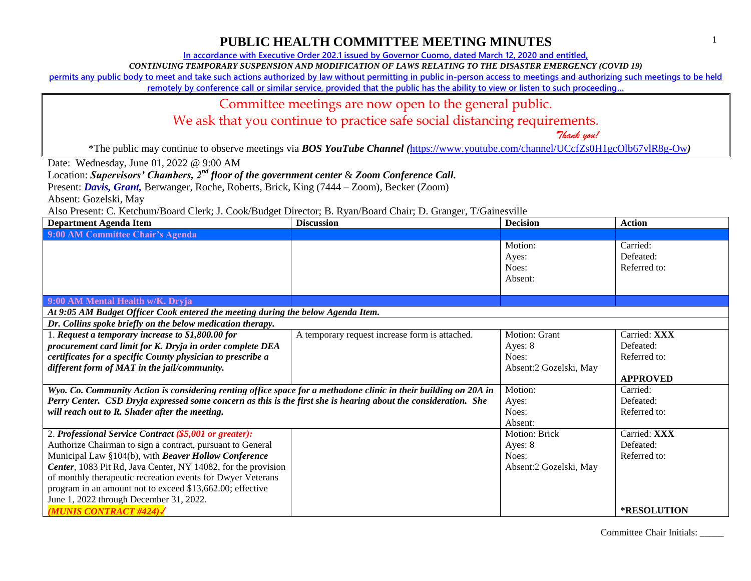# PUBLIC HEALTH COMMITTEE MEETING MINUTES

In accordance with Executive Order 202.1 issued by Governor Cuomo, dated March 12, 2020 and entitled,

*CONTINUING TEMPORARY SUSPENSION AND MODIFICATION OF LAWS RELATING TO THE DISASTER EMERGENCY (COVID 19)*

permits any public body to meet and take such actions authorized by law without permitting in public in-person access to meetings and authorizing such meetings to be held remotely by conference call or similar service, provided that the public has the ability to view or listen to such proceeding…

Committee meetings are now open to the general public.

We ask that you continue to practice safe social distancing requirements.

*Thank you!*

*The public may continue to observe meetings via ***BOS YouTube Channel (***https://www.youtube.com/channel/UCcfZs0H1gcOlb67vlR8g-Ow***)***

Date: Wednesday, June 01, 2022 @ 9:00 AM

Location: ***Supervisors' Chambers, 2nd floor of the government center*** & ***Zoom Conference Call.***

Present: ***Davis, Grant,*** Berwanger, Roche, Roberts, Brick, King (7444 – Zoom), Becker (Zoom)

Absent: Gozelski, May

Also Present: C. Ketchum/Board Clerk; J. Cook/Budget Director; B. Ryan/Board Chair; D. Granger, T/Gainesville

| Department Agenda Item | Discussion | Decision | Action |
|---|---|---|---|
| **9:00 AM Committee Chair's Agenda** | | | |
| | | Motion:<br>Ayes:<br>Noes:<br>Absent: | Carried:<br>Defeated:<br>Referred to: |
| **9:00 AM Mental Health w/K. Dryja** | | | |
| ***At 9:05 AM Budget Officer Cook entered the meeting during the below Agenda Item.*** | | | |
| ***Dr. Collins spoke briefly on the below medication therapy.*** | | | |
| 1. ***Request a temporary increase to $1,800.00 for procurement card limit for K. Dryja in order complete DEA certificates for a specific County physician to prescribe a different form of MAT in the jail/community.*** | A temporary request increase form is attached. | Motion: Grant<br>Ayes: 8<br>Noes:<br>Absent:2 Gozelski, May | Carried: **XXX**<br>Defeated:<br>Referred to:<br><br>**APPROVED** |
| ***Wyo. Co. Community Action is considering renting office space for a methadone clinic in their building on 20A in Perry Center. CSD Dryja expressed some concern as this is the first she is hearing about the consideration. She will reach out to R. Shader after the meeting.*** | | Motion:<br>Ayes:<br>Noes:<br>Absent: | Carried:<br>Defeated:<br>Referred to: |
| 2. ***Professional Service Contract ($5,001 or greater):***<br>Authorize Chairman to sign a contract, pursuant to General Municipal Law §104(b), with ***Beaver Hollow Conference Center***, 1083 Pit Rd, Java Center, NY 14082, for the provision of monthly therapeutic recreation events for Dwyer Veterans program in an amount not to exceed $13,662.00; effective June 1, 2022 through December 31, 2022.<br>***(MUNIS CONTRACT #424)*** ✓ | | Motion: Brick<br>Ayes: 8<br>Noes:<br>Absent:2 Gozelski, May | Carried: **XXX**<br>Defeated:<br>Referred to:<br><br>***RESOLUTION** |

Committee Chair Initials: _____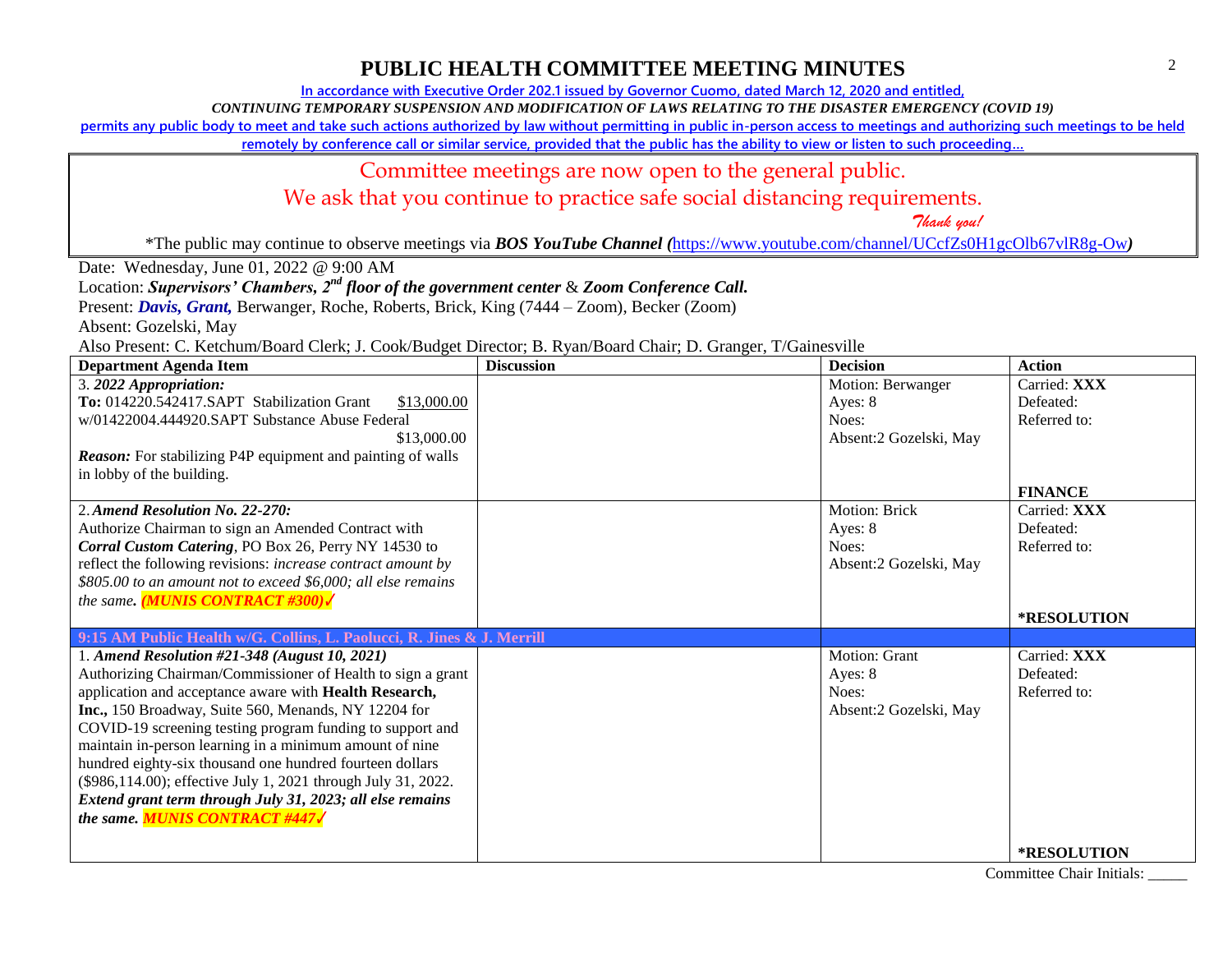# PUBLIC HEALTH COMMITTEE MEETING MINUTES

**In accordance with Executive Order 202.1 issued by Governor Cuomo, dated March 12, 2020 and entitled,**

***CONTINUING TEMPORARY SUSPENSION AND MODIFICATION OF LAWS RELATING TO THE DISASTER EMERGENCY (COVID 19)***

**permits any public body to meet and take such actions authorized by law without permitting in public in-person access to meetings and authorizing such meetings to be held remotely by conference call or similar service, provided that the public has the ability to view or listen to such proceeding…**

Committee meetings are now open to the general public.

We ask that you continue to practice safe social distancing requirements.

*Thank you!*

*The public may continue to observe meetings via ***BOS YouTube Channel (***https://www.youtube.com/channel/UCcfZs0H1gcOlb67vlR8g-Ow***)***

Date: Wednesday, June 01, 2022 @ 9:00 AM

Location: ***Supervisors' Chambers, 2nd floor of the government center*** & ***Zoom Conference Call.***

Present: ***Davis, Grant,*** Berwanger, Roche, Roberts, Brick, King (7444 – Zoom), Becker (Zoom)

Absent: Gozelski, May

Also Present: C. Ketchum/Board Clerk; J. Cook/Budget Director; B. Ryan/Board Chair; D. Granger, T/Gainesville

| Department Agenda Item | Discussion | Decision | Action |
|---|---|---|---|
| 3. ***2022 Appropriation:*** **To:** 014220.542417.SAPT Stabilization Grant $13,000.00 w/01422004.444920.SAPT Substance Abuse Federal $13,000.00 ***Reason:*** For stabilizing P4P equipment and painting of walls in lobby of the building. | | Motion: Berwanger Ayes: 8 Noes: Absent:2 Gozelski, May | Carried: **XXX** Defeated: Referred to: **FINANCE** |
| 2. ***Amend Resolution No. 22-270:*** Authorize Chairman to sign an Amended Contract with ***Corral Custom Catering***, PO Box 26, Perry NY 14530 to reflect the following revisions: *increase contract amount by $805.00 to an amount not to exceed $6,000; all else remains the same.* ***(MUNIS CONTRACT #300)✓*** | | Motion: Brick Ayes: 8 Noes: Absent:2 Gozelski, May | Carried: **XXX** Defeated: Referred to: **\*RESOLUTION** |
| **9:15 AM Public Health w/G. Collins, L. Paolucci, R. Jines & J. Merrill** | | | |
| 1. ***Amend Resolution #21-348 (August 10, 2021)*** Authorizing Chairman/Commissioner of Health to sign a grant application and acceptance aware with **Health Research, Inc.,** 150 Broadway, Suite 560, Menands, NY 12204 for COVID-19 screening testing program funding to support and maintain in-person learning in a minimum amount of nine hundred eighty-six thousand one hundred fourteen dollars ($986,114.00); effective July 1, 2021 through July 31, 2022. ***Extend grant term through July 31, 2023; all else remains the same. MUNIS CONTRACT #447✓*** | | Motion: Grant Ayes: 8 Noes: Absent:2 Gozelski, May | Carried: **XXX** Defeated: Referred to: **\*RESOLUTION** |

Committee Chair Initials: _____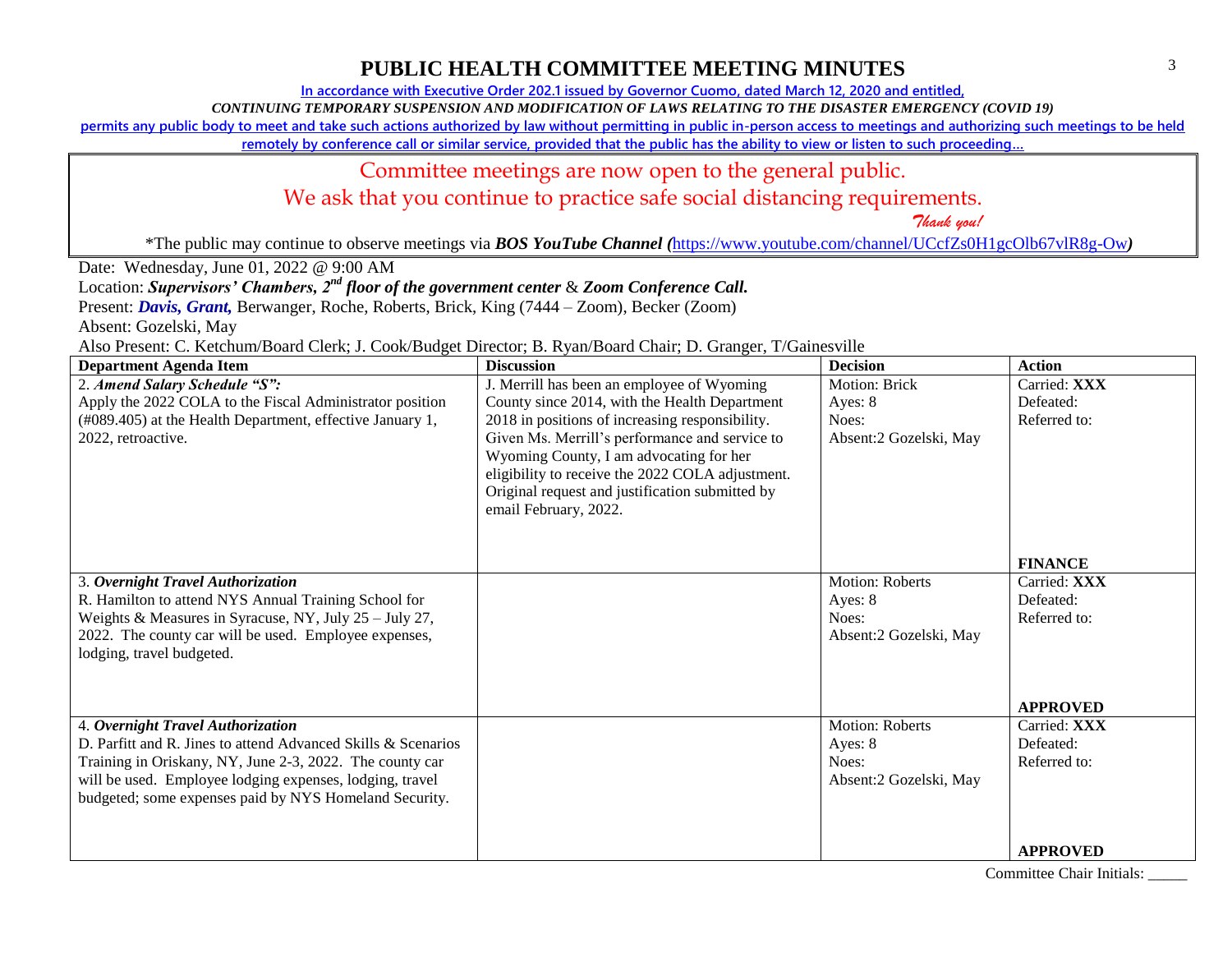# PUBLIC HEALTH COMMITTEE MEETING MINUTES

**In accordance with Executive Order 202.1 issued by Governor Cuomo, dated March 12, 2020 and entitled,**

***CONTINUING TEMPORARY SUSPENSION AND MODIFICATION OF LAWS RELATING TO THE DISASTER EMERGENCY (COVID 19)***

**permits any public body to meet and take such actions authorized by law without permitting in public in-person access to meetings and authorizing such meetings to be held remotely by conference call or similar service, provided that the public has the ability to view or listen to such proceeding…**

Committee meetings are now open to the general public.

We ask that you continue to practice safe social distancing requirements.

*Thank you!*

*The public may continue to observe meetings via ***BOS YouTube Channel (***https://www.youtube.com/channel/UCcfZs0H1gcOlb67vlR8g-Ow***)***

Date: Wednesday, June 01, 2022 @ 9:00 AM

Location: ***Supervisors' Chambers, 2nd floor of the government center*** & ***Zoom Conference Call.***

Present: ***Davis, Grant,*** Berwanger, Roche, Roberts, Brick, King (7444 – Zoom), Becker (Zoom)

Absent: Gozelski, May

Also Present: C. Ketchum/Board Clerk; J. Cook/Budget Director; B. Ryan/Board Chair; D. Granger, T/Gainesville

| Department Agenda Item | Discussion | Decision | Action |
|---|---|---|---|
| 2. ***Amend Salary Schedule "S":*** Apply the 2022 COLA to the Fiscal Administrator position (#089.405) at the Health Department, effective January 1, 2022, retroactive. | J. Merrill has been an employee of Wyoming County since 2014, with the Health Department 2018 in positions of increasing responsibility. Given Ms. Merrill's performance and service to Wyoming County, I am advocating for her eligibility to receive the 2022 COLA adjustment. Original request and justification submitted by email February, 2022. | Motion: Brick<br>Ayes: 8<br>Noes:<br>Absent:2 Gozelski, May | Carried: **XXX**<br>Defeated:<br>Referred to:<br><br>**FINANCE** |
| 3. ***Overnight Travel Authorization*** R. Hamilton to attend NYS Annual Training School for Weights & Measures in Syracuse, NY, July 25 – July 27, 2022. The county car will be used. Employee expenses, lodging, travel budgeted. | | Motion: Roberts<br>Ayes: 8<br>Noes:<br>Absent:2 Gozelski, May | Carried: **XXX**<br>Defeated:<br>Referred to:<br><br>**APPROVED** |
| 4. ***Overnight Travel Authorization*** D. Parfitt and R. Jines to attend Advanced Skills & Scenarios Training in Oriskany, NY, June 2-3, 2022. The county car will be used. Employee lodging expenses, lodging, travel budgeted; some expenses paid by NYS Homeland Security. | | Motion: Roberts<br>Ayes: 8<br>Noes:<br>Absent:2 Gozelski, May | Carried: **XXX**<br>Defeated:<br>Referred to:<br><br>**APPROVED** |

Committee Chair Initials: _____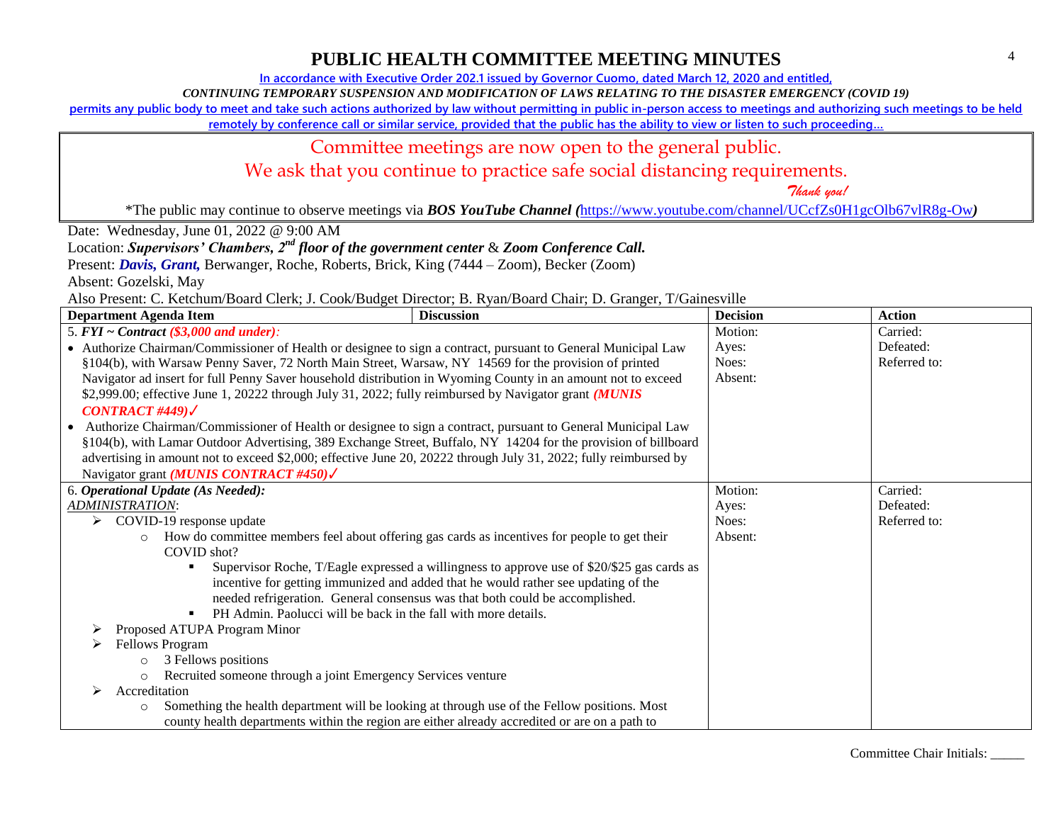# PUBLIC HEALTH COMMITTEE MEETING MINUTES

In accordance with Executive Order 202.1 issued by Governor Cuomo, dated March 12, 2020 and entitled,

*CONTINUING TEMPORARY SUSPENSION AND MODIFICATION OF LAWS RELATING TO THE DISASTER EMERGENCY (COVID 19)*

permits any public body to meet and take such actions authorized by law without permitting in public in-person access to meetings and authorizing such meetings to be held remotely by conference call or similar service, provided that the public has the ability to view or listen to such proceeding…

Committee meetings are now open to the general public.

We ask that you continue to practice safe social distancing requirements.

*Thank you!*

*The public may continue to observe meetings via ***BOS YouTube Channel (***https://www.youtube.com/channel/UCcfZs0H1gcOlb67vlR8g-Ow***)***

Date: Wednesday, June 01, 2022 @ 9:00 AM

Location: ***Supervisors' Chambers, 2nd floor of the government center*** & ***Zoom Conference Call.***

Present: ***Davis, Grant,*** Berwanger, Roche, Roberts, Brick, King (7444 – Zoom), Becker (Zoom)

Absent: Gozelski, May

Also Present: C. Ketchum/Board Clerk; J. Cook/Budget Director; B. Ryan/Board Chair; D. Granger, T/Gainesville

| Department Agenda Item / Discussion | Decision | Action |
|---|---|---|
| 5. ***FYI ~ Contract*** ***($3,000 and under):***<br>• Authorize Chairman/Commissioner of Health or designee to sign a contract, pursuant to General Municipal Law §104(b), with Warsaw Penny Saver, 72 North Main Street, Warsaw, NY 14569 for the provision of printed Navigator ad insert for full Penny Saver household distribution in Wyoming County in an amount not to exceed $2,999.00; effective June 1, 20222 through July 31, 2022; fully reimbursed by Navigator grant ***(MUNIS CONTRACT #449)***✓<br>• Authorize Chairman/Commissioner of Health or designee to sign a contract, pursuant to General Municipal Law §104(b), with Lamar Outdoor Advertising, 389 Exchange Street, Buffalo, NY 14204 for the provision of billboard advertising in amount not to exceed $2,000; effective June 20, 20222 through July 31, 2022; fully reimbursed by Navigator grant ***(MUNIS CONTRACT #450)***✓ | Motion:<br>Ayes:<br>Noes:<br>Absent: | Carried:<br>Defeated:<br>Referred to: |
| 6. ***Operational Update (As Needed):***<br>*ADMINISTRATION*:<br>➢ COVID-19 response update<br>&nbsp;&nbsp;&nbsp;&nbsp;○ How do committee members feel about offering gas cards as incentives for people to get their COVID shot?<br>&nbsp;&nbsp;&nbsp;&nbsp;&nbsp;&nbsp;&nbsp;&nbsp;▪ Supervisor Roche, T/Eagle expressed a willingness to approve use of $20/$25 gas cards as incentive for getting immunized and added that he would rather see updating of the needed refrigeration. General consensus was that both could be accomplished.<br>&nbsp;&nbsp;&nbsp;&nbsp;&nbsp;&nbsp;&nbsp;&nbsp;▪ PH Admin. Paolucci will be back in the fall with more details.<br>➢ Proposed ATUPA Program Minor<br>➢ Fellows Program<br>&nbsp;&nbsp;&nbsp;&nbsp;○ 3 Fellows positions<br>&nbsp;&nbsp;&nbsp;&nbsp;○ Recruited someone through a joint Emergency Services venture<br>➢ Accreditation<br>&nbsp;&nbsp;&nbsp;&nbsp;○ Something the health department will be looking at through use of the Fellow positions. Most county health departments within the region are either already accredited or are on a path to | Motion:<br>Ayes:<br>Noes:<br>Absent: | Carried:<br>Defeated:<br>Referred to: |

Committee Chair Initials: _____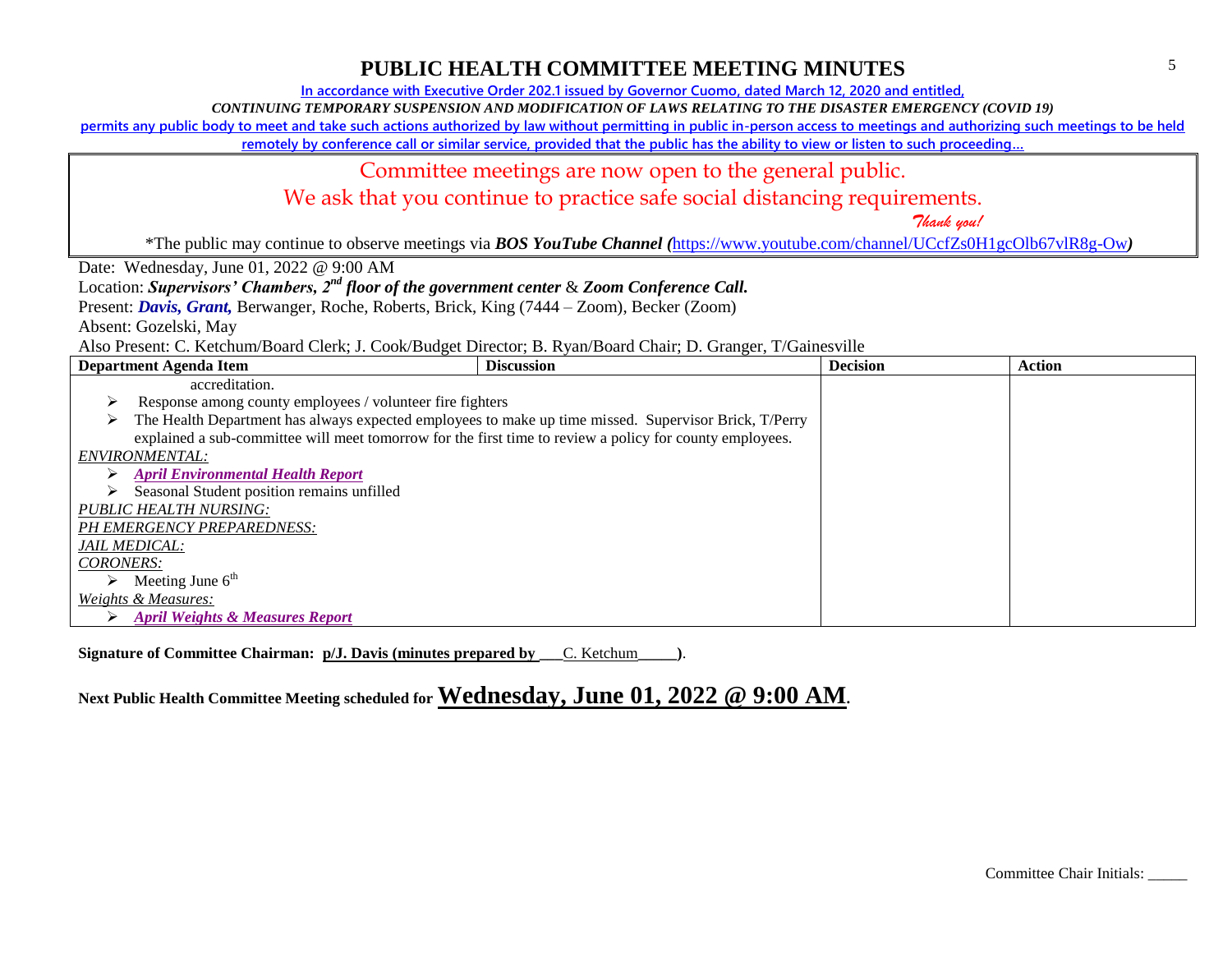# PUBLIC HEALTH COMMITTEE MEETING MINUTES

**In accordance with Executive Order 202.1 issued by Governor Cuomo, dated March 12, 2020 and entitled,**

***CONTINUING TEMPORARY SUSPENSION AND MODIFICATION OF LAWS RELATING TO THE DISASTER EMERGENCY (COVID 19)***

**permits any public body to meet and take such actions authorized by law without permitting in public in-person access to meetings and authorizing such meetings to be held remotely by conference call or similar service, provided that the public has the ability to view or listen to such proceeding…**

Committee meetings are now open to the general public.

We ask that you continue to practice safe social distancing requirements.

*Thank you!*

*The public may continue to observe meetings via ***BOS YouTube Channel (***https://www.youtube.com/channel/UCcfZs0H1gcOlb67vlR8g-Ow***)***

Date: Wednesday, June 01, 2022 @ 9:00 AM

Location: ***Supervisors' Chambers, 2nd floor of the government center*** & ***Zoom Conference Call.***

Present: ***Davis, Grant,*** Berwanger, Roche, Roberts, Brick, King (7444 – Zoom), Becker (Zoom)

Absent: Gozelski, May

Also Present: C. Ketchum/Board Clerk; J. Cook/Budget Director; B. Ryan/Board Chair; D. Granger, T/Gainesville

| Department Agenda Item | Discussion | Decision | Action |
|---|---|---|---|
| accreditation.<br>➢ Response among county employees / volunteer fire fighters<br>➢ The Health Department has always expected employees to make up time missed. Supervisor Brick, T/Perry explained a sub-committee will meet tomorrow for the first time to review a policy for county employees.<br>*ENVIRONMENTAL:*<br>➢ ***April Environmental Health Report***<br>➢ Seasonal Student position remains unfilled<br>*PUBLIC HEALTH NURSING:*<br>*PH EMERGENCY PREPAREDNESS:*<br>*JAIL MEDICAL:*<br>*CORONERS:*<br>➢ Meeting June 6th<br>*Weights & Measures:*<br>➢ ***April Weights & Measures Report*** | | | |

**Signature of Committee Chairman: p/J. Davis (minutes prepared by ___C. Ketchum_____).**

**Next Public Health Committee Meeting scheduled for Wednesday, June 01, 2022 @ 9:00 AM.**

Committee Chair Initials: _____